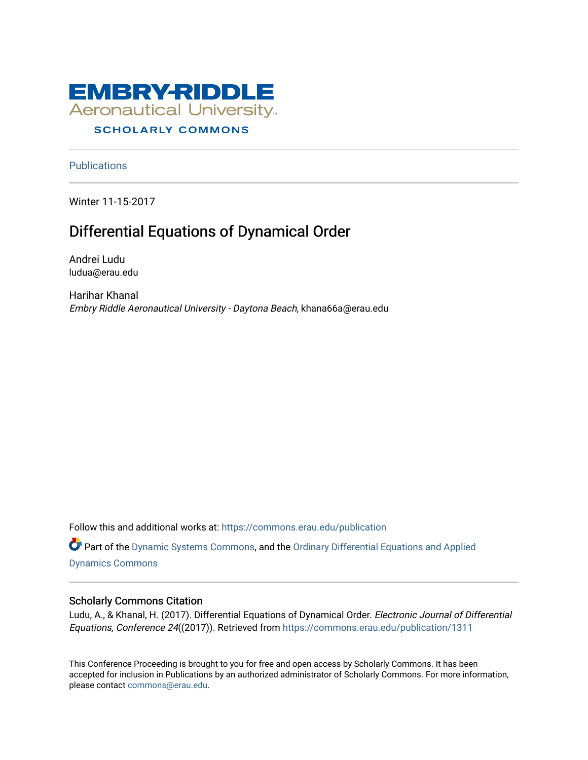EMBRY-RIDDLE Aeronautical University

SCHOLARLY COMMONS

Publications

Winter 11-15-2017

# Differential Equations of Dynamical Order

Andrei Ludu
ludua@erau.edu

Harihar Khanal
*Embry Riddle Aeronautical University - Daytona Beach*, khana66a@erau.edu

Follow this and additional works at: https://commons.erau.edu/publication

Part of the Dynamic Systems Commons, and the Ordinary Differential Equations and Applied Dynamics Commons

## Scholarly Commons Citation

Ludu, A., & Khanal, H. (2017). Differential Equations of Dynamical Order. *Electronic Journal of Differential Equations, Conference 24*((2017)). Retrieved from https://commons.erau.edu/publication/1311

This Conference Proceeding is brought to you for free and open access by Scholarly Commons. It has been accepted for inclusion in Publications by an authorized administrator of Scholarly Commons. For more information, please contact commons@erau.edu.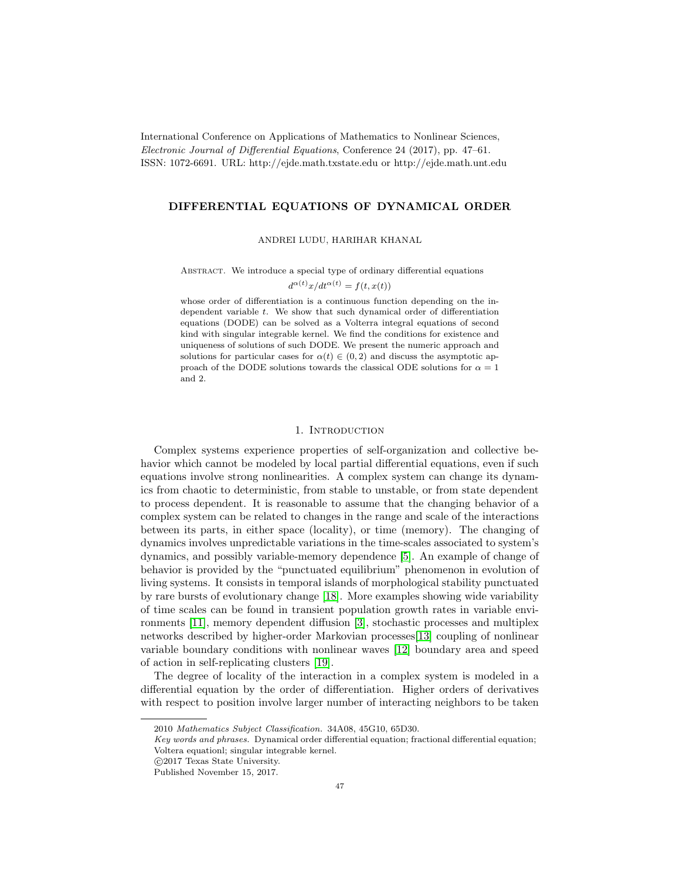International Conference on Applications of Mathematics to Nonlinear Sciences, *Electronic Journal of Differential Equations*, Conference 24 (2017), pp. 47–61. ISSN: 1072-6691. URL: http://ejde.math.txstate.edu or http://ejde.math.unt.edu

# DIFFERENTIAL EQUATIONS OF DYNAMICAL ORDER

ANDREI LUDU, HARIHAR KHANAL

Abstract. We introduce a special type of ordinary differential equations

$$d^{\alpha(t)}x/dt^{\alpha(t)} = f(t, x(t))$$

whose order of differentiation is a continuous function depending on the independent variable $t$. We show that such dynamical order of differentiation equations (DODE) can be solved as a Volterra integral equations of second kind with singular integrable kernel. We find the conditions for existence and uniqueness of solutions of such DODE. We present the numeric approach and solutions for particular cases for $\alpha(t) \in (0, 2)$ and discuss the asymptotic approach of the DODE solutions towards the classical ODE solutions for $\alpha = 1$ and 2.

## 1. Introduction

Complex systems experience properties of self-organization and collective behavior which cannot be modeled by local partial differential equations, even if such equations involve strong nonlinearities. A complex system can change its dynamics from chaotic to deterministic, from stable to unstable, or from state dependent to process dependent. It is reasonable to assume that the changing behavior of a complex system can be related to changes in the range and scale of the interactions between its parts, in either space (locality), or time (memory). The changing of dynamics involves unpredictable variations in the time-scales associated to system's dynamics, and possibly variable-memory dependence [5]. An example of change of behavior is provided by the "punctuated equilibrium" phenomenon in evolution of living systems. It consists in temporal islands of morphological stability punctuated by rare bursts of evolutionary change [18]. More examples showing wide variability of time scales can be found in transient population growth rates in variable environments [11], memory dependent diffusion [3], stochastic processes and multiplex networks described by higher-order Markovian processes[13] coupling of nonlinear variable boundary conditions with nonlinear waves [12] boundary area and speed of action in self-replicating clusters [19].

The degree of locality of the interaction in a complex system is modeled in a differential equation by the order of differentiation. Higher orders of derivatives with respect to position involve larger number of interacting neighbors to be taken

---

2010 *Mathematics Subject Classification.* 34A08, 45G10, 65D30.

*Key words and phrases.* Dynamical order differential equation; fractional differential equation; Voltera equationl; singular integrable kernel.

©2017 Texas State University.

Published November 15, 2017.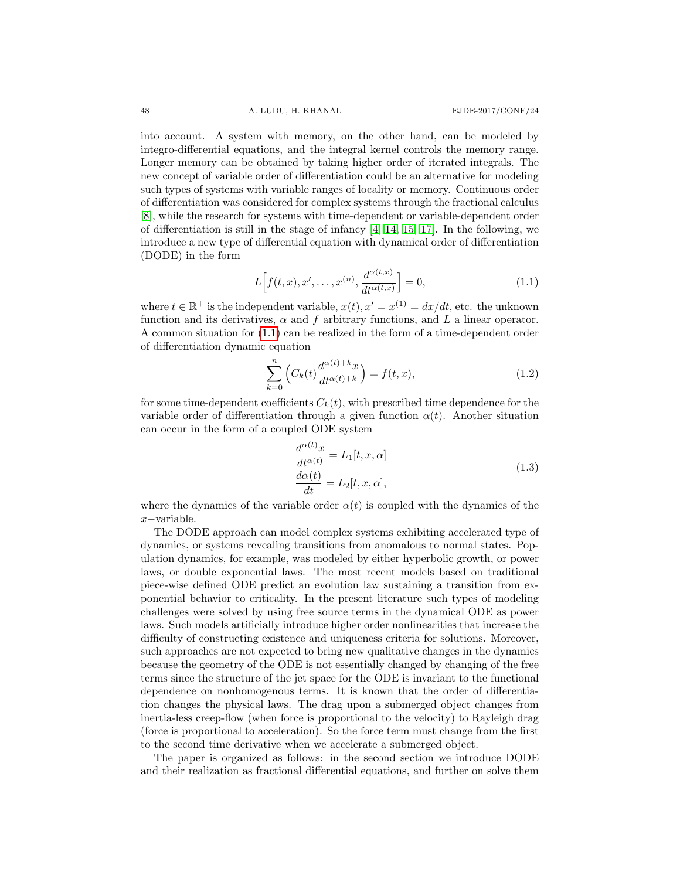into account. A system with memory, on the other hand, can be modeled by integro-differential equations, and the integral kernel controls the memory range. Longer memory can be obtained by taking higher order of iterated integrals. The new concept of variable order of differentiation could be an alternative for modeling such types of systems with variable ranges of locality or memory. Continuous order of differentiation was considered for complex systems through the fractional calculus [8], while the research for systems with time-dependent or variable-dependent order of differentiation is still in the stage of infancy [4, 14, 15, 17]. In the following, we introduce a new type of differential equation with dynamical order of differentiation (DODE) in the form

$$L\Big[f(t,x), x', \dots, x^{(n)}, \frac{d^{\alpha(t,x)}}{dt^{\alpha(t,x)}}\Big] = 0, \tag{1.1}$$

where $t \in \mathbb{R}^+$ is the independent variable, $x(t), x' = x^{(1)} = dx/dt$, etc. the unknown function and its derivatives, $\alpha$ and $f$ arbitrary functions, and $L$ a linear operator. A common situation for (1.1) can be realized in the form of a time-dependent order of differentiation dynamic equation

$$\sum_{k=0}^{n} \Big( C_k(t) \frac{d^{\alpha(t)+k} x}{dt^{\alpha(t)+k}} \Big) = f(t,x), \tag{1.2}$$

for some time-dependent coefficients $C_k(t)$, with prescribed time dependence for the variable order of differentiation through a given function $\alpha(t)$. Another situation can occur in the form of a coupled ODE system

$$\begin{aligned} \frac{d^{\alpha(t)} x}{dt^{\alpha(t)}} &= L_1[t, x, \alpha] \\ \frac{d\alpha(t)}{dt} &= L_2[t, x, \alpha], \end{aligned} \tag{1.3}$$

where the dynamics of the variable order $\alpha(t)$ is coupled with the dynamics of the $x-$variable.

The DODE approach can model complex systems exhibiting accelerated type of dynamics, or systems revealing transitions from anomalous to normal states. Population dynamics, for example, was modeled by either hyperbolic growth, or power laws, or double exponential laws. The most recent models based on traditional piece-wise defined ODE predict an evolution law sustaining a transition from exponential behavior to criticality. In the present literature such types of modeling challenges were solved by using free source terms in the dynamical ODE as power laws. Such models artificially introduce higher order nonlinearities that increase the difficulty of constructing existence and uniqueness criteria for solutions. Moreover, such approaches are not expected to bring new qualitative changes in the dynamics because the geometry of the ODE is not essentially changed by changing of the free terms since the structure of the jet space for the ODE is invariant to the functional dependence on nonhomogenous terms. It is known that the order of differentiation changes the physical laws. The drag upon a submerged object changes from inertia-less creep-flow (when force is proportional to the velocity) to Rayleigh drag (force is proportional to acceleration). So the force term must change from the first to the second time derivative when we accelerate a submerged object.

The paper is organized as follows: in the second section we introduce DODE and their realization as fractional differential equations, and further on solve them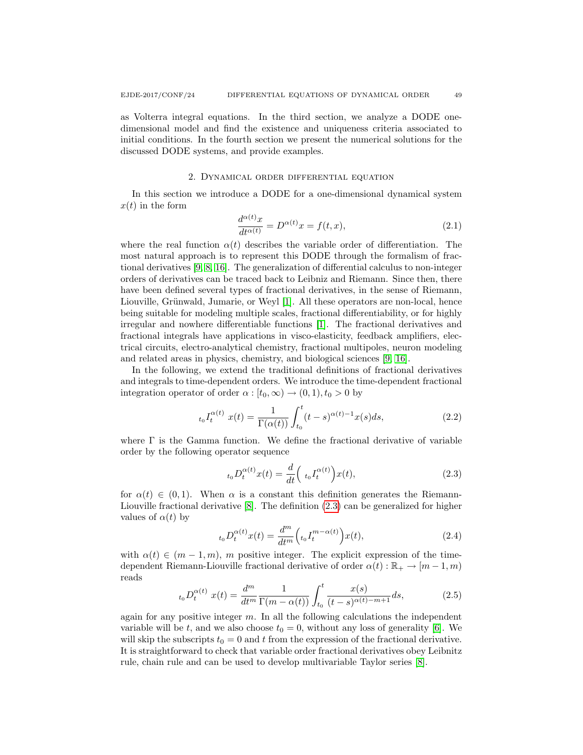as Volterra integral equations. In the third section, we analyze a DODE one-dimensional model and find the existence and uniqueness criteria associated to initial conditions. In the fourth section we present the numerical solutions for the discussed DODE systems, and provide examples.

## 2. Dynamical order differential equation

In this section we introduce a DODE for a one-dimensional dynamical system $x(t)$ in the form

$$\frac{d^{\alpha(t)}x}{dt^{\alpha(t)}} = D^{\alpha(t)}x = f(t,x), \tag{2.1}$$

where the real function $\alpha(t)$ describes the variable order of differentiation. The most natural approach is to represent this DODE through the formalism of fractional derivatives [9, 8, 16]. The generalization of differential calculus to non-integer orders of derivatives can be traced back to Leibniz and Riemann. Since then, there have been defined several types of fractional derivatives, in the sense of Riemann, Liouville, Grünwald, Jumarie, or Weyl [1]. All these operators are non-local, hence being suitable for modeling multiple scales, fractional differentiability, or for highly irregular and nowhere differentiable functions [1]. The fractional derivatives and fractional integrals have applications in visco-elasticity, feedback amplifiers, electrical circuits, electro-analytical chemistry, fractional multipoles, neuron modeling and related areas in physics, chemistry, and biological sciences [9, 16].

In the following, we extend the traditional definitions of fractional derivatives and integrals to time-dependent orders. We introduce the time-dependent fractional integration operator of order $\alpha : [t_0, \infty) \to (0,1), t_0 > 0$ by

$${}_{t_0}I_t^{\alpha(t)}\ x(t) = \frac{1}{\Gamma(\alpha(t))}\int_{t_0}^{t}(t-s)^{\alpha(t)-1}x(s)ds, \tag{2.2}$$

where $\Gamma$ is the Gamma function. We define the fractional derivative of variable order by the following operator sequence

$${}_{t_0}D_t^{\alpha(t)}x(t) = \frac{d}{dt}\Big(\ {}_{t_0}I_t^{\alpha(t)}\Big)x(t), \tag{2.3}$$

for $\alpha(t) \in (0,1)$. When $\alpha$ is a constant this definition generates the Riemann-Liouville fractional derivative [8]. The definition (2.3) can be generalized for higher values of $\alpha(t)$ by

$${}_{t_0}D_t^{\alpha(t)}x(t) = \frac{d^m}{dt^m}\Big({}_{t_0}I_t^{m-\alpha(t)}\Big)x(t), \tag{2.4}$$

with $\alpha(t) \in (m-1, m)$, $m$ positive integer. The explicit expression of the time-dependent Riemann-Liouville fractional derivative of order $\alpha(t) : \mathbb{R}_+ \to [m-1, m)$ reads

$${}_{t_0}D_t^{\alpha(t)}\ x(t) = \frac{d^m}{dt^m}\frac{1}{\Gamma(m-\alpha(t))}\int_{t_0}^{t}\frac{x(s)}{(t-s)^{\alpha(t)-m+1}}ds, \tag{2.5}$$

again for any positive integer $m$. In all the following calculations the independent variable will be $t$, and we also choose $t_0 = 0$, without any loss of generality [6]. We will skip the subscripts $t_0 = 0$ and $t$ from the expression of the fractional derivative. It is straightforward to check that variable order fractional derivatives obey Leibnitz rule, chain rule and can be used to develop multivariable Taylor series [8].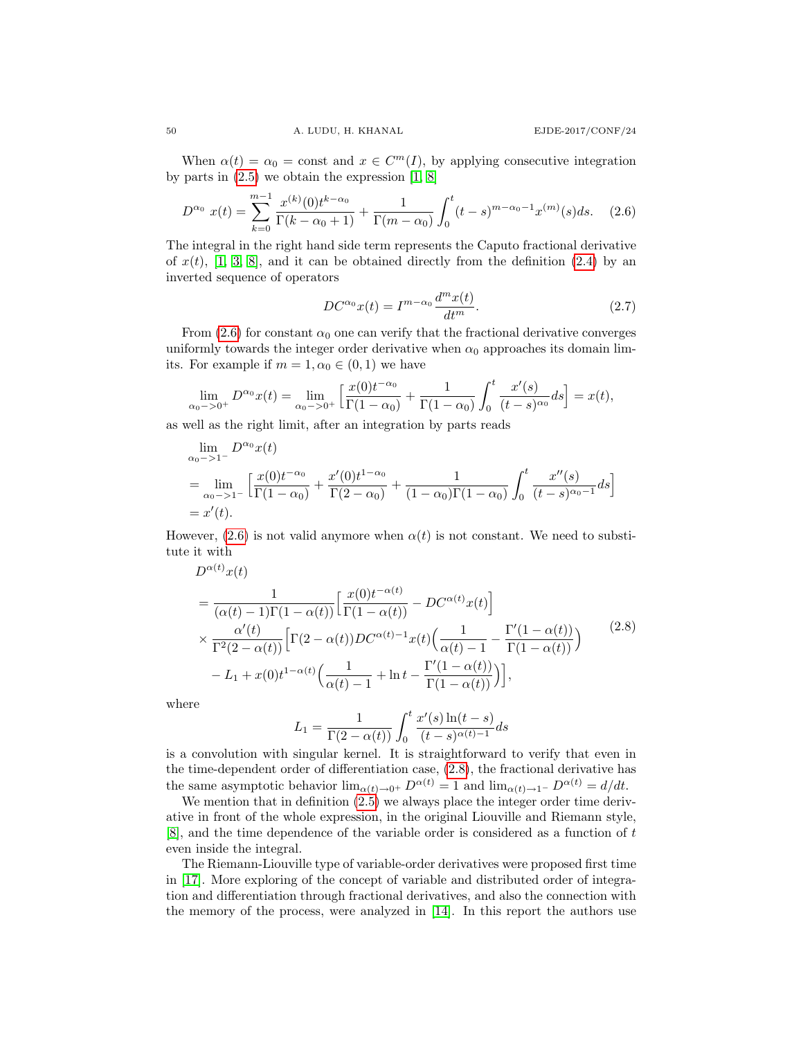When $\alpha(t) = \alpha_0 = \text{const}$ and $x \in C^m(I)$, by applying consecutive integration by parts in (2.5) we obtain the expression [1, 8]

$$D^{\alpha_0}\, x(t) = \sum_{k=0}^{m-1} \frac{x^{(k)}(0)t^{k-\alpha_0}}{\Gamma(k-\alpha_0+1)} + \frac{1}{\Gamma(m-\alpha_0)} \int_0^t (t-s)^{m-\alpha_0-1} x^{(m)}(s) ds. \tag{2.6}$$

The integral in the right hand side term represents the Caputo fractional derivative of $x(t)$, [1, 3, 8], and it can be obtained directly from the definition (2.4) by an inverted sequence of operators

$$DC^{\alpha_0} x(t) = I^{m-\alpha_0} \frac{d^m x(t)}{dt^m}. \tag{2.7}$$

From (2.6) for constant $\alpha_0$ one can verify that the fractional derivative converges uniformly towards the integer order derivative when $\alpha_0$ approaches its domain limits. For example if $m = 1, \alpha_0 \in (0, 1)$ we have

$$\lim_{\alpha_0 -> 0^+} D^{\alpha_0} x(t) = \lim_{\alpha_0 -> 0^+} \Big[ \frac{x(0)t^{-\alpha_0}}{\Gamma(1-\alpha_0)} + \frac{1}{\Gamma(1-\alpha_0)} \int_0^t \frac{x'(s)}{(t-s)^{\alpha_0}} ds \Big] = x(t),$$

as well as the right limit, after an integration by parts reads

$$\begin{aligned}
&\lim_{\alpha_0 -> 1^-} D^{\alpha_0} x(t) \\
&= \lim_{\alpha_0 -> 1^-} \Big[ \frac{x(0)t^{-\alpha_0}}{\Gamma(1-\alpha_0)} + \frac{x'(0)t^{1-\alpha_0}}{\Gamma(2-\alpha_0)} + \frac{1}{(1-\alpha_0)\Gamma(1-\alpha_0)} \int_0^t \frac{x''(s)}{(t-s)^{\alpha_0 - 1}} ds \Big] \\
&= x'(t).
\end{aligned}$$

However, (2.6) is not valid anymore when $\alpha(t)$ is not constant. We need to substitute it with

$$\begin{aligned}
&D^{\alpha(t)} x(t) \\
&= \frac{1}{(\alpha(t)-1)\Gamma(1-\alpha(t))} \Big[ \frac{x(0)t^{-\alpha(t)}}{\Gamma(1-\alpha(t))} - DC^{\alpha(t)} x(t) \Big] \\
&\times \frac{\alpha'(t)}{\Gamma^2(2-\alpha(t))} \Big[ \Gamma(2-\alpha(t)) DC^{\alpha(t)-1} x(t) \Big( \frac{1}{\alpha(t)-1} - \frac{\Gamma'(1-\alpha(t))}{\Gamma(1-\alpha(t))} \Big) \\
&\quad - L_1 + x(0)t^{1-\alpha(t)} \Big( \frac{1}{\alpha(t)-1} + \ln t - \frac{\Gamma'(1-\alpha(t))}{\Gamma(1-\alpha(t))} \Big) \Big],
\end{aligned} \tag{2.8}$$

where

$$L_1 = \frac{1}{\Gamma(2-\alpha(t))} \int_0^t \frac{x'(s) \ln(t-s)}{(t-s)^{\alpha(t)-1}} ds$$

is a convolution with singular kernel. It is straightforward to verify that even in the time-dependent order of differentiation case, (2.8), the fractional derivative has the same asymptotic behavior $\lim_{\alpha(t) \to 0^+} D^{\alpha(t)} = 1$ and $\lim_{\alpha(t) \to 1^-} D^{\alpha(t)} = d/dt$.

We mention that in definition (2.5) we always place the integer order time derivative in front of the whole expression, in the original Liouville and Riemann style, [8], and the time dependence of the variable order is considered as a function of $t$ even inside the integral.

The Riemann-Liouville type of variable-order derivatives were proposed first time in [17]. More exploring of the concept of variable and distributed order of integration and differentiation through fractional derivatives, and also the connection with the memory of the process, were analyzed in [14]. In this report the authors use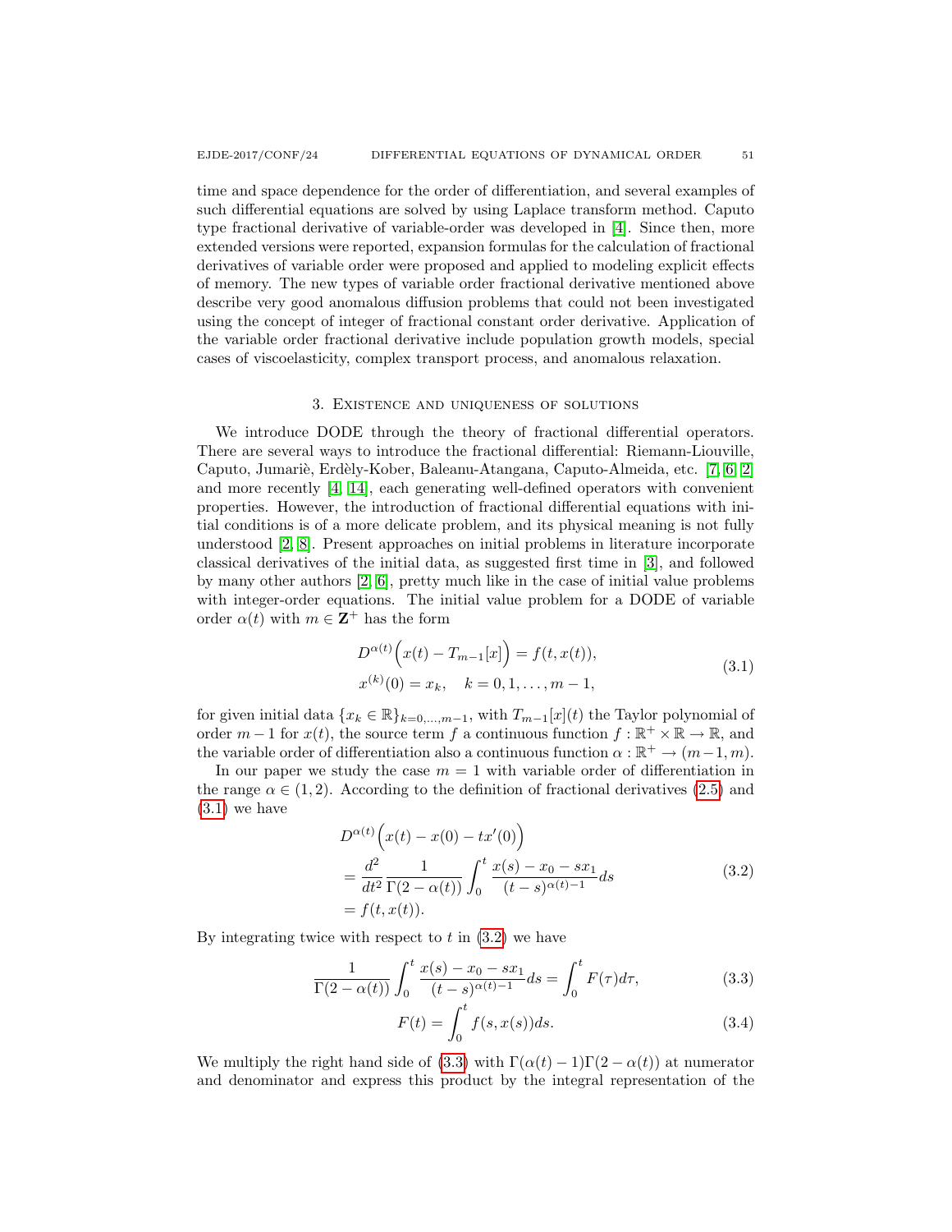time and space dependence for the order of differentiation, and several examples of such differential equations are solved by using Laplace transform method. Caputo type fractional derivative of variable-order was developed in [4]. Since then, more extended versions were reported, expansion formulas for the calculation of fractional derivatives of variable order were proposed and applied to modeling explicit effects of memory. The new types of variable order fractional derivative mentioned above describe very good anomalous diffusion problems that could not been investigated using the concept of integer of fractional constant order derivative. Application of the variable order fractional derivative include population growth models, special cases of viscoelasticity, complex transport process, and anomalous relaxation.

## 3. Existence and uniqueness of solutions

We introduce DODE through the theory of fractional differential operators. There are several ways to introduce the fractional differential: Riemann-Liouville, Caputo, Jumariè, Erdèly-Kober, Baleanu-Atangana, Caputo-Almeida, etc. [7, 6, 2] and more recently [4, 14], each generating well-defined operators with convenient properties. However, the introduction of fractional differential equations with initial conditions is of a more delicate problem, and its physical meaning is not fully understood [2, 8]. Present approaches on initial problems in literature incorporate classical derivatives of the initial data, as suggested first time in [3], and followed by many other authors [2, 6], pretty much like in the case of initial value problems with integer-order equations. The initial value problem for a DODE of variable order $\alpha(t)$ with $m \in \mathbf{Z}^+$ has the form

$$
\begin{aligned}
&D^{\alpha(t)}\Big(x(t) - T_{m-1}[x]\Big) = f(t, x(t)),\\
&x^{(k)}(0) = x_k, \quad k = 0, 1, \dots, m-1,
\end{aligned}
\tag{3.1}
$$

for given initial data $\{x_k \in \mathbb{R}\}_{k=0,\dots,m-1}$, with $T_{m-1}[x](t)$ the Taylor polynomial of order $m-1$ for $x(t)$, the source term $f$ a continuous function $f : \mathbb{R}^+ \times \mathbb{R} \to \mathbb{R}$, and the variable order of differentiation also a continuous function $\alpha : \mathbb{R}^+ \to (m-1, m)$.

In our paper we study the case $m = 1$ with variable order of differentiation in the range $\alpha \in (1, 2)$. According to the definition of fractional derivatives (2.5) and (3.1) we have

$$
\begin{aligned}
&D^{\alpha(t)}\Big(x(t) - x(0) - tx'(0)\Big)\\
&= \frac{d^2}{dt^2}\frac{1}{\Gamma(2-\alpha(t))}\int_0^t \frac{x(s) - x_0 - sx_1}{(t-s)^{\alpha(t)-1}}ds\\
&= f(t, x(t)).
\end{aligned}
\tag{3.2}
$$

By integrating twice with respect to $t$ in (3.2) we have

$$
\frac{1}{\Gamma(2-\alpha(t))}\int_0^t \frac{x(s) - x_0 - sx_1}{(t-s)^{\alpha(t)-1}}ds = \int_0^t F(\tau)d\tau, \tag{3.3}
$$

$$
F(t) = \int_0^t f(s, x(s))ds. \tag{3.4}
$$

We multiply the right hand side of (3.3) with $\Gamma(\alpha(t) - 1)\Gamma(2 - \alpha(t))$ at numerator and denominator and express this product by the integral representation of the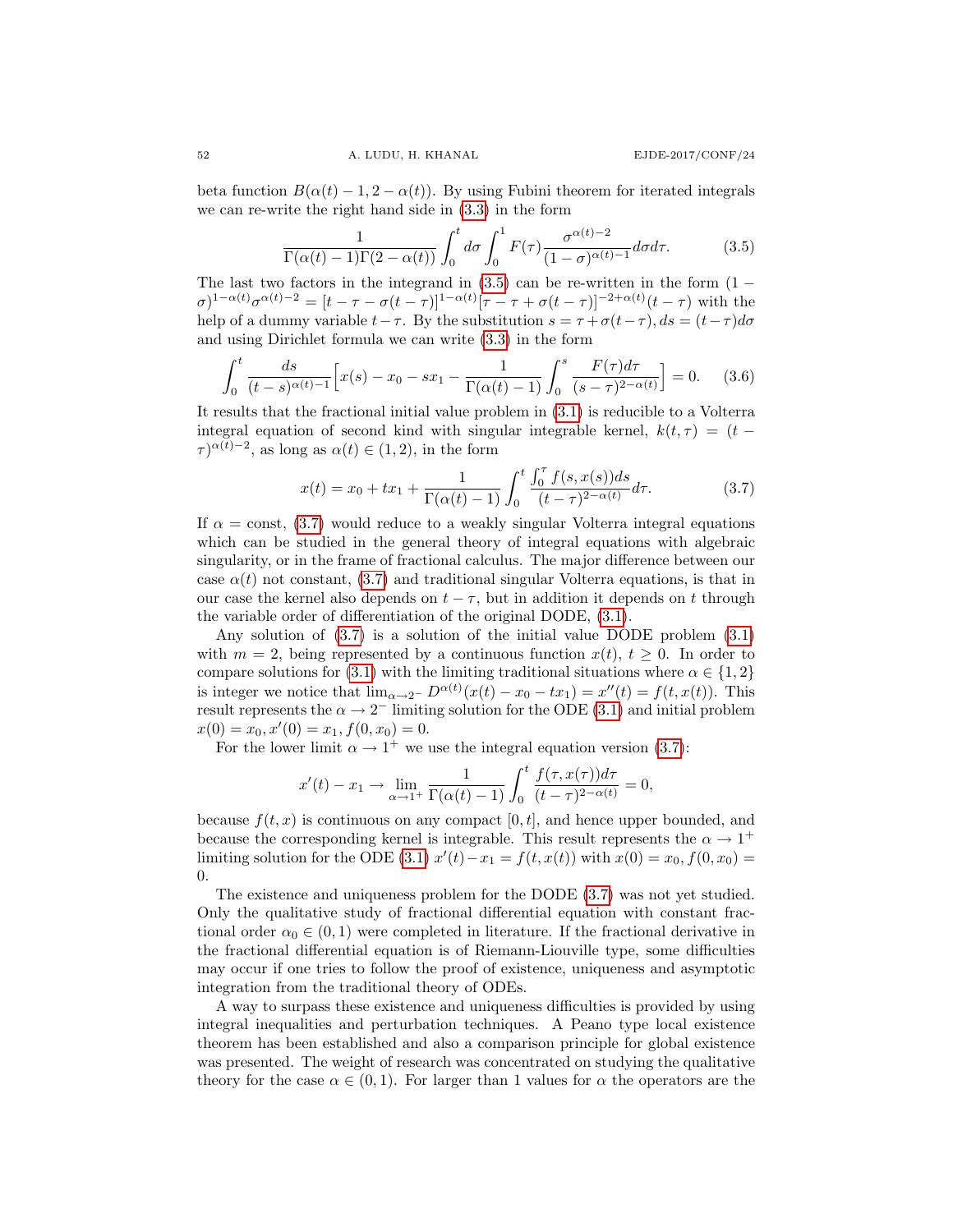beta function $B(\alpha(t)-1, 2-\alpha(t))$. By using Fubini theorem for iterated integrals we can re-write the right hand side in (3.3) in the form

$$\frac{1}{\Gamma(\alpha(t)-1)\Gamma(2-\alpha(t))}\int_0^t d\sigma \int_0^1 F(\tau)\frac{\sigma^{\alpha(t)-2}}{(1-\sigma)^{\alpha(t)-1}}d\sigma d\tau. \tag{3.5}$$

The last two factors in the integrand in (3.5) can be re-written in the form $(1-\sigma)^{1-\alpha(t)}\sigma^{\alpha(t)-2} = [t-\tau-\sigma(t-\tau)]^{1-\alpha(t)}[\tau-\tau+\sigma(t-\tau)]^{-2+\alpha(t)}(t-\tau)$ with the help of a dummy variable $t-\tau$. By the substitution $s=\tau+\sigma(t-\tau), ds=(t-\tau)d\sigma$ and using Dirichlet formula we can write (3.3) in the form

$$\int_0^t \frac{ds}{(t-s)^{\alpha(t)-1}}\Big[x(s)-x_0-sx_1-\frac{1}{\Gamma(\alpha(t)-1)}\int_0^s \frac{F(\tau)d\tau}{(s-\tau)^{2-\alpha(t)}}\Big]=0. \tag{3.6}$$

It results that the fractional initial value problem in (3.1) is reducible to a Volterra integral equation of second kind with singular integrable kernel, $k(t,\tau)=(t-\tau)^{\alpha(t)-2}$, as long as $\alpha(t)\in(1,2)$, in the form

$$x(t)=x_0+tx_1+\frac{1}{\Gamma(\alpha(t)-1)}\int_0^t \frac{\int_0^\tau f(s,x(s))ds}{(t-\tau)^{2-\alpha(t)}}d\tau. \tag{3.7}$$

If $\alpha=$ const, (3.7) would reduce to a weakly singular Volterra integral equations which can be studied in the general theory of integral equations with algebraic singularity, or in the frame of fractional calculus. The major difference between our case $\alpha(t)$ not constant, (3.7) and traditional singular Volterra equations, is that in our case the kernel also depends on $t-\tau$, but in addition it depends on $t$ through the variable order of differentiation of the original DODE, (3.1).

Any solution of (3.7) is a solution of the initial value DODE problem (3.1) with $m=2$, being represented by a continuous function $x(t)$, $t\geq 0$. In order to compare solutions for (3.1) with the limiting traditional situations where $\alpha\in\{1,2\}$ is integer we notice that $\lim_{\alpha\to 2^-} D^{\alpha(t)}(x(t)-x_0-tx_1)=x''(t)=f(t,x(t))$. This result represents the $\alpha\to 2^-$ limiting solution for the ODE (3.1) and initial problem $x(0)=x_0, x'(0)=x_1, f(0,x_0)=0$.

For the lower limit $\alpha\to 1^+$ we use the integral equation version (3.7):

$$x'(t)-x_1 \to \lim_{\alpha\to 1^+}\frac{1}{\Gamma(\alpha(t)-1)}\int_0^t \frac{f(\tau,x(\tau))d\tau}{(t-\tau)^{2-\alpha(t)}}=0,$$

because $f(t,x)$ is continuous on any compact $[0,t]$, and hence upper bounded, and because the corresponding kernel is integrable. This result represents the $\alpha\to 1^+$ limiting solution for the ODE (3.1) $x'(t)-x_1=f(t,x(t))$ with $x(0)=x_0, f(0,x_0)=0$.

The existence and uniqueness problem for the DODE (3.7) was not yet studied. Only the qualitative study of fractional differential equation with constant fractional order $\alpha_0\in(0,1)$ were completed in literature. If the fractional derivative in the fractional differential equation is of Riemann-Liouville type, some difficulties may occur if one tries to follow the proof of existence, uniqueness and asymptotic integration from the traditional theory of ODEs.

A way to surpass these existence and uniqueness difficulties is provided by using integral inequalities and perturbation techniques. A Peano type local existence theorem has been established and also a comparison principle for global existence was presented. The weight of research was concentrated on studying the qualitative theory for the case $\alpha\in(0,1)$. For larger than 1 values for $\alpha$ the operators are the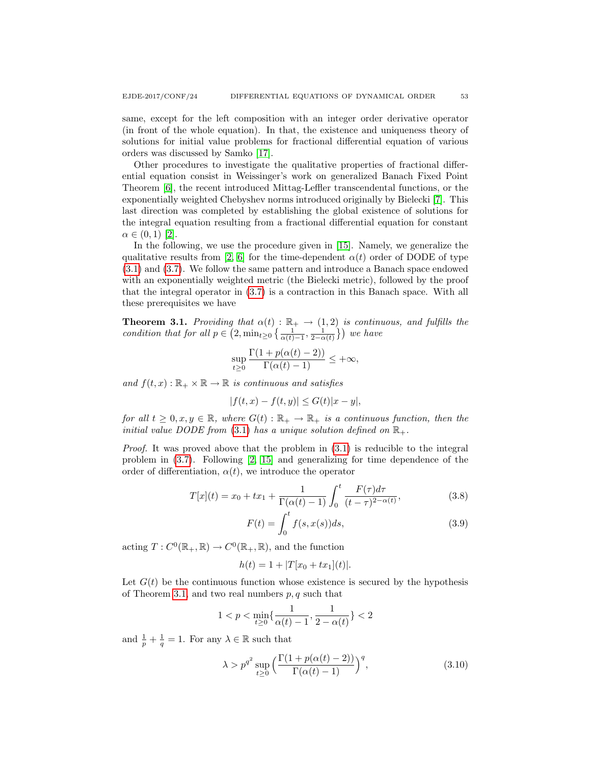same, except for the left composition with an integer order derivative operator (in front of the whole equation). In that, the existence and uniqueness theory of solutions for initial value problems for fractional differential equation of various orders was discussed by Samko [17].

Other procedures to investigate the qualitative properties of fractional differential equation consist in Weissinger's work on generalized Banach Fixed Point Theorem [6], the recent introduced Mittag-Leffler transcendental functions, or the exponentially weighted Chebyshev norms introduced originally by Bielecki [7]. This last direction was completed by establishing the global existence of solutions for the integral equation resulting from a fractional differential equation for constant $\alpha \in (0, 1)$ [2].

In the following, we use the procedure given in [15]. Namely, we generalize the qualitative results from [2, 6] for the time-dependent $\alpha(t)$ order of DODE of type (3.1) and (3.7). We follow the same pattern and introduce a Banach space endowed with an exponentially weighted metric (the Bielecki metric), followed by the proof that the integral operator in (3.7) is a contraction in this Banach space. With all these prerequisites we have

**Theorem 3.1.** *Providing that $\alpha(t) : \mathbb{R}_+ \to (1, 2)$ is continuous, and fulfills the condition that for all $p \in \big(2, \min_{t\geq 0}\big\{\frac{1}{\alpha(t)-1}, \frac{1}{2-\alpha(t)}\big\}\big)$ we have*

$$\sup_{t\geq 0} \frac{\Gamma(1 + p(\alpha(t) - 2))}{\Gamma(\alpha(t) - 1)} \leq +\infty,$$

*and $f(t, x) : \mathbb{R}_+ \times \mathbb{R} \to \mathbb{R}$ is continuous and satisfies*

$$|f(t, x) - f(t, y)| \leq G(t)|x - y|,$$

*for all $t \geq 0, x, y \in \mathbb{R}$, where $G(t) : \mathbb{R}_+ \to \mathbb{R}_+$ is a continuous function, then the initial value DODE from (3.1) has a unique solution defined on $\mathbb{R}_+$.*

*Proof.* It was proved above that the problem in (3.1) is reducible to the integral problem in (3.7). Following [2, 15] and generalizing for time dependence of the order of differentiation, $\alpha(t)$, we introduce the operator

$$T[x](t) = x_0 + tx_1 + \frac{1}{\Gamma(\alpha(t) - 1)} \int_0^t \frac{F(\tau)d\tau}{(t - \tau)^{2-\alpha(t)}}, \tag{3.8}$$

$$F(t) = \int_0^t f(s, x(s))ds, \tag{3.9}$$

acting $T : C^0(\mathbb{R}_+, \mathbb{R}) \to C^0(\mathbb{R}_+, \mathbb{R})$, and the function

$$h(t) = 1 + |T[x_0 + tx_1](t)|.$$

Let $G(t)$ be the continuous function whose existence is secured by the hypothesis of Theorem 3.1, and two real numbers $p, q$ such that

$$1 < p < \min_{t\geq 0}\Big\{\frac{1}{\alpha(t) - 1}, \frac{1}{2 - \alpha(t)}\Big\} < 2$$

and $\frac{1}{p} + \frac{1}{q} = 1$. For any $\lambda \in \mathbb{R}$ such that

$$\lambda > p^{q^2} \sup_{t\geq 0} \Big(\frac{\Gamma(1 + p(\alpha(t) - 2))}{\Gamma(\alpha(t) - 1)}\Big)^q, \tag{3.10}$$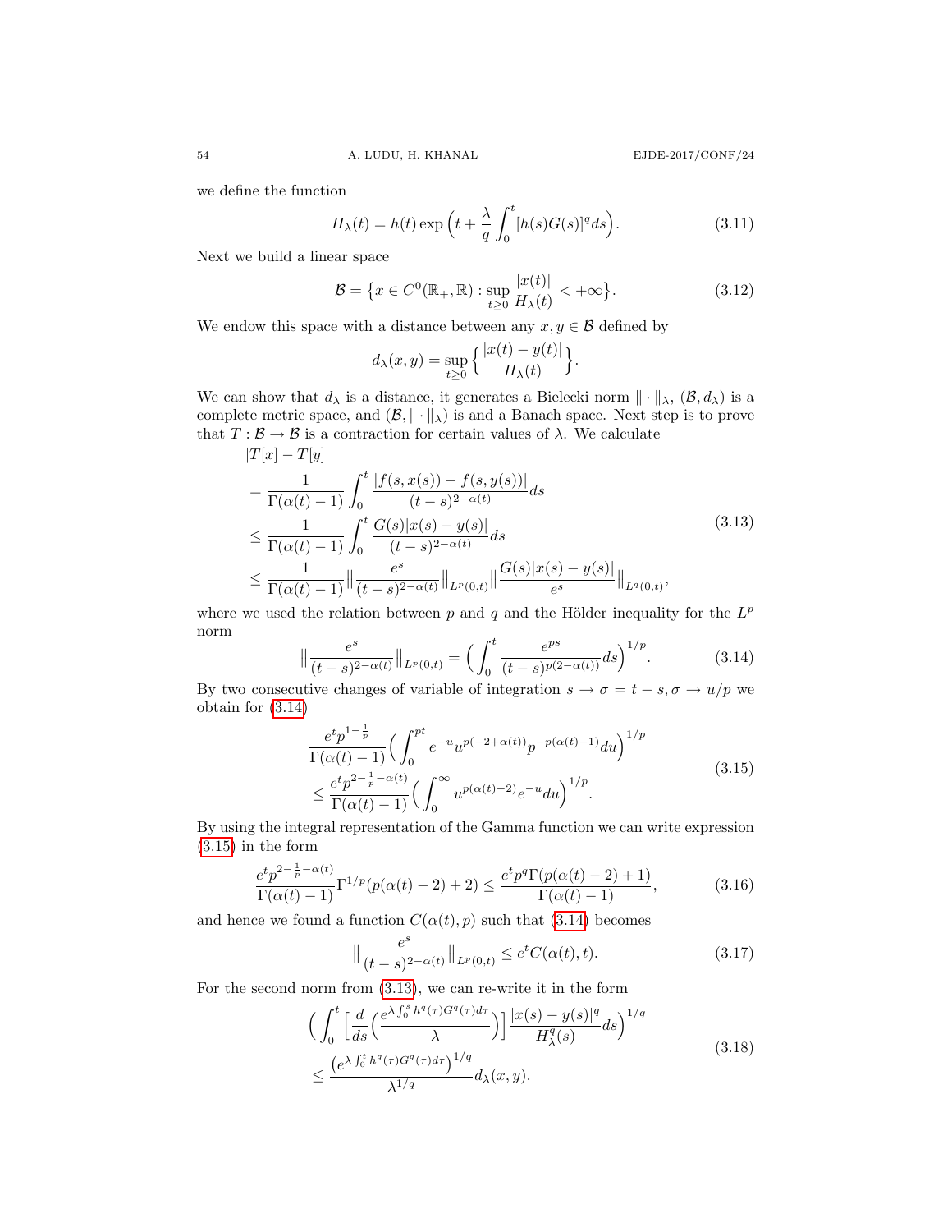we define the function

$$H_\lambda(t) = h(t) \exp\Big(t + \frac{\lambda}{q} \int_0^t [h(s)G(s)]^q ds\Big). \tag{3.11}$$

Next we build a linear space

$$\mathcal{B} = \big\{x \in C^0(\mathbb{R}_+, \mathbb{R}) : \sup_{t\geq 0} \frac{|x(t)|}{H_\lambda(t)} < +\infty\big\}. \tag{3.12}$$

We endow this space with a distance between any $x, y \in \mathcal{B}$ defined by

$$d_\lambda(x,y) = \sup_{t\geq 0} \Big\{\frac{|x(t)-y(t)|}{H_\lambda(t)}\Big\}.$$

We can show that $d_\lambda$ is a distance, it generates a Bielecki norm $\|\cdot\|_\lambda$, $(\mathcal{B}, d_\lambda)$ is a complete metric space, and $(\mathcal{B}, \|\cdot\|_\lambda)$ is and a Banach space. Next step is to prove that $T : \mathcal{B} \to \mathcal{B}$ is a contraction for certain values of $\lambda$. We calculate

$$\begin{aligned}
&|T[x] - T[y]| \\
&= \frac{1}{\Gamma(\alpha(t)-1)} \int_0^t \frac{|f(s,x(s)) - f(s,y(s))|}{(t-s)^{2-\alpha(t)}} ds \\
&\leq \frac{1}{\Gamma(\alpha(t)-1)} \int_0^t \frac{G(s)|x(s)-y(s)|}{(t-s)^{2-\alpha(t)}} ds \\
&\leq \frac{1}{\Gamma(\alpha(t)-1)} \Big\| \frac{e^s}{(t-s)^{2-\alpha(t)}} \Big\|_{L^p(0,t)} \Big\| \frac{G(s)|x(s)-y(s)|}{e^s} \Big\|_{L^q(0,t)},
\end{aligned} \tag{3.13}$$

where we used the relation between $p$ and $q$ and the Hölder inequality for the $L^p$ norm

$$\Big\| \frac{e^s}{(t-s)^{2-\alpha(t)}} \Big\|_{L^p(0,t)} = \Big( \int_0^t \frac{e^{ps}}{(t-s)^{p(2-\alpha(t))}} ds \Big)^{1/p}. \tag{3.14}$$

By two consecutive changes of variable of integration $s \to \sigma = t - s, \sigma \to u/p$ we obtain for (3.14)

$$\begin{aligned}
&\frac{e^t p^{1-\frac{1}{p}}}{\Gamma(\alpha(t)-1)} \Big( \int_0^{pt} e^{-u} u^{p(-2+\alpha(t))} p^{-p(\alpha(t)-1)} du \Big)^{1/p} \\
&\leq \frac{e^t p^{2-\frac{1}{p}-\alpha(t)}}{\Gamma(\alpha(t)-1)} \Big( \int_0^\infty u^{p(\alpha(t)-2)} e^{-u} du \Big)^{1/p}.
\end{aligned} \tag{3.15}$$

By using the integral representation of the Gamma function we can write expression (3.15) in the form

$$\frac{e^t p^{2-\frac{1}{p}-\alpha(t)}}{\Gamma(\alpha(t)-1)} \Gamma^{1/p}(p(\alpha(t)-2)+2) \leq \frac{e^t p^q \Gamma(p(\alpha(t)-2)+1)}{\Gamma(\alpha(t)-1)}, \tag{3.16}$$

and hence we found a function $C(\alpha(t), p)$ such that (3.14) becomes

$$\Big\| \frac{e^s}{(t-s)^{2-\alpha(t)}} \Big\|_{L^p(0,t)} \leq e^t C(\alpha(t), t). \tag{3.17}$$

For the second norm from (3.13), we can re-write it in the form

$$\begin{aligned}
&\Big( \int_0^t \Big[ \frac{d}{ds} \Big( \frac{e^{\lambda \int_0^s h^q(\tau) G^q(\tau) d\tau}}{\lambda} \Big) \Big] \frac{|x(s)-y(s)|^q}{H_\lambda^q(s)} ds \Big)^{1/q} \\
&\leq \frac{\big(e^{\lambda \int_0^t h^q(\tau) G^q(\tau) d\tau}\big)^{1/q}}{\lambda^{1/q}} d_\lambda(x,y).
\end{aligned} \tag{3.18}$$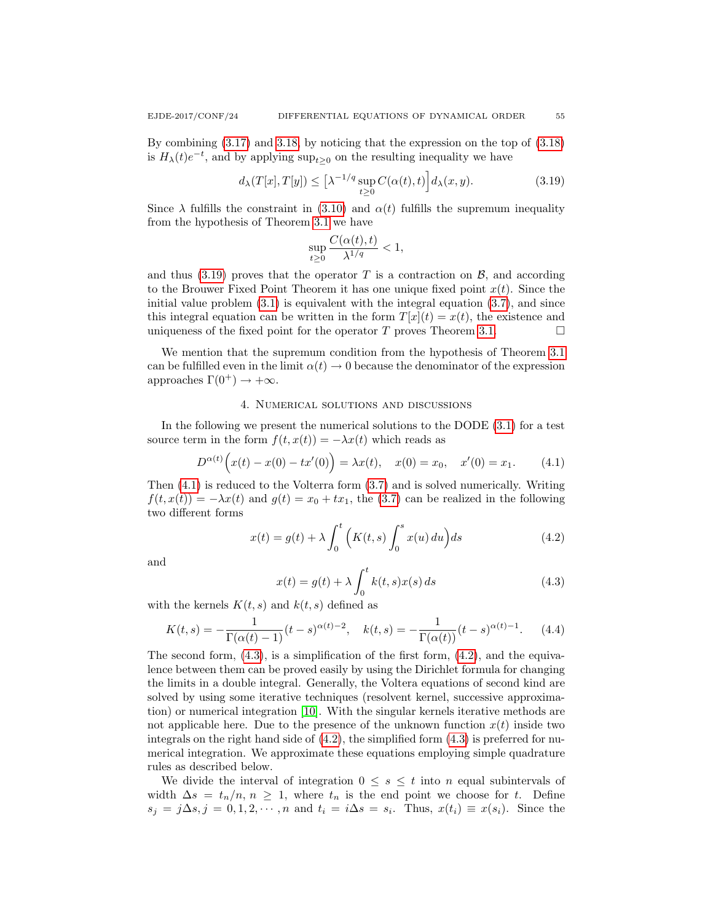By combining (3.17) and 3.18, by noticing that the expression on the top of (3.18) is $H_\lambda(t)e^{-t}$, and by applying $\sup_{t\geq 0}$ on the resulting inequality we have

$$d_\lambda(T[x], T[y]) \leq \Big[\lambda^{-1/q} \sup_{t\geq 0} C(\alpha(t), t)\Big] d_\lambda(x, y). \tag{3.19}$$

Since $\lambda$ fulfills the constraint in (3.10) and $\alpha(t)$ fulfills the supremum inequality from the hypothesis of Theorem 3.1 we have

$$\sup_{t\geq 0} \frac{C(\alpha(t), t)}{\lambda^{1/q}} < 1,$$

and thus (3.19) proves that the operator $T$ is a contraction on $\mathcal{B}$, and according to the Brouwer Fixed Point Theorem it has one unique fixed point $x(t)$. Since the initial value problem (3.1) is equivalent with the integral equation (3.7), and since this integral equation can be written in the form $T[x](t) = x(t)$, the existence and uniqueness of the fixed point for the operator $T$ proves Theorem 3.1. □

We mention that the supremum condition from the hypothesis of Theorem 3.1 can be fulfilled even in the limit $\alpha(t) \to 0$ because the denominator of the expression approaches $\Gamma(0^+) \to +\infty$.

## 4. Numerical solutions and discussions

In the following we present the numerical solutions to the DODE (3.1) for a test source term in the form $f(t, x(t)) = -\lambda x(t)$ which reads as

$$D^{\alpha(t)}\Big(x(t) - x(0) - tx'(0)\Big) = \lambda x(t), \quad x(0) = x_0, \quad x'(0) = x_1. \tag{4.1}$$

Then (4.1) is reduced to the Volterra form (3.7) and is solved numerically. Writing $f(t, x(t)) = -\lambda x(t)$ and $g(t) = x_0 + tx_1$, the (3.7) can be realized in the following two different forms

$$x(t) = g(t) + \lambda \int_0^t \Big(K(t, s) \int_0^s x(u)\, du\Big) ds \tag{4.2}$$

and

$$x(t) = g(t) + \lambda \int_0^t k(t, s) x(s)\, ds \tag{4.3}$$

with the kernels $K(t, s)$ and $k(t, s)$ defined as

$$K(t, s) = -\frac{1}{\Gamma(\alpha(t) - 1)}(t - s)^{\alpha(t)-2}, \quad k(t, s) = -\frac{1}{\Gamma(\alpha(t))}(t - s)^{\alpha(t)-1}. \tag{4.4}$$

The second form, (4.3), is a simplification of the first form, (4.2), and the equivalence between them can be proved easily by using the Dirichlet formula for changing the limits in a double integral. Generally, the Voltera equations of second kind are solved by using some iterative techniques (resolvent kernel, successive approximation) or numerical integration [10]. With the singular kernels iterative methods are not applicable here. Due to the presence of the unknown function $x(t)$ inside two integrals on the right hand side of (4.2), the simplified form (4.3) is preferred for numerical integration. We approximate these equations employing simple quadrature rules as described below.

We divide the interval of integration $0 \leq s \leq t$ into $n$ equal subintervals of width $\Delta s = t_n/n$, $n \geq 1$, where $t_n$ is the end point we choose for $t$. Define $s_j = j\Delta s, j = 0, 1, 2, \cdots, n$ and $t_i = i\Delta s = s_i$. Thus, $x(t_i) \equiv x(s_i)$. Since the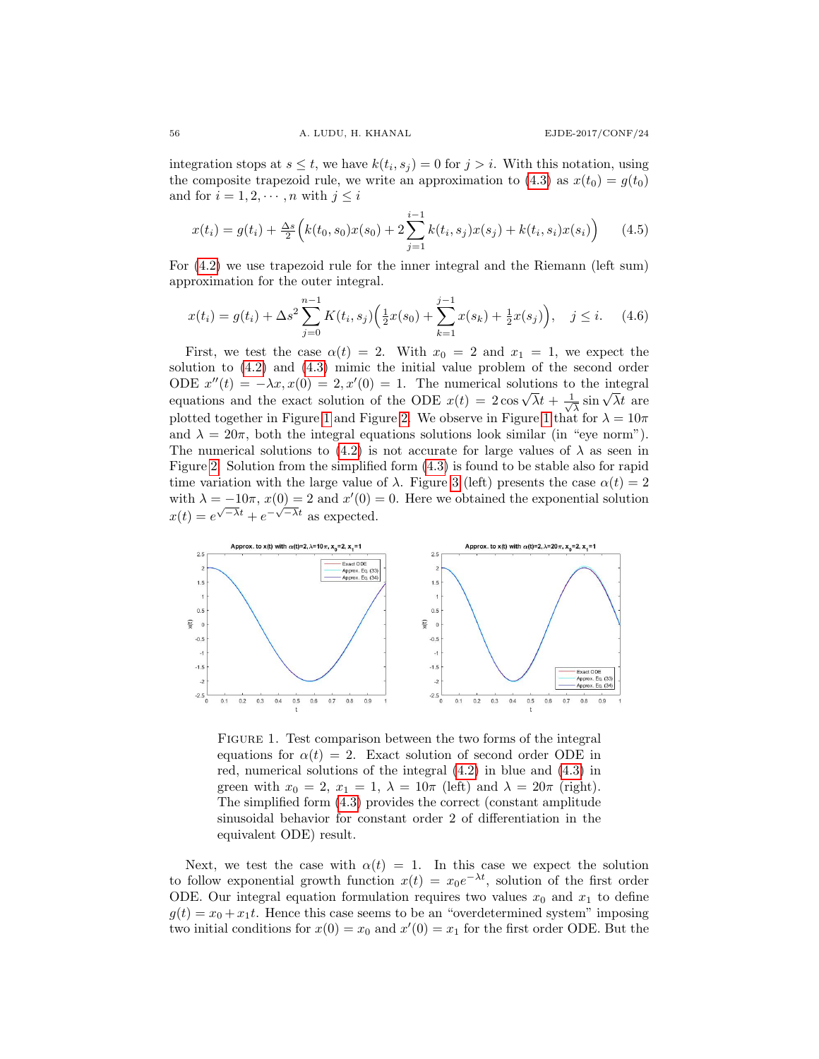integration stops at $s \le t$, we have $k(t_i, s_j) = 0$ for $j > i$. With this notation, using the composite trapezoid rule, we write an approximation to (4.3) as $x(t_0) = g(t_0)$ and for $i = 1, 2, \cdots, n$ with $j \le i$

$$x(t_i) = g(t_i) + \tfrac{\Delta s}{2}\Big(k(t_0, s_0)x(s_0) + 2\sum_{j=1}^{i-1} k(t_i, s_j)x(s_j) + k(t_i, s_i)x(s_i)\Big) \tag{4.5}$$

For (4.2) we use trapezoid rule for the inner integral and the Riemann (left sum) approximation for the outer integral.

$$x(t_i) = g(t_i) + \Delta s^2 \sum_{j=0}^{n-1} K(t_i, s_j)\Big(\tfrac{1}{2}x(s_0) + \sum_{k=1}^{j-1} x(s_k) + \tfrac{1}{2}x(s_j)\Big), \quad j \le i. \tag{4.6}$$

First, we test the case $\alpha(t) = 2$. With $x_0 = 2$ and $x_1 = 1$, we expect the solution to (4.2) and (4.3) mimic the initial value problem of the second order ODE $x''(t) = -\lambda x, x(0) = 2, x'(0) = 1$. The numerical solutions to the integral equations and the exact solution of the ODE $x(t) = 2\cos\sqrt{\lambda}t + \frac{1}{\sqrt{\lambda}}\sin\sqrt{\lambda}t$ are plotted together in Figure 1 and Figure 2. We observe in Figure 1 that for $\lambda = 10\pi$ and $\lambda = 20\pi$, both the integral equations solutions look similar (in "eye norm"). The numerical solutions to (4.2) is not accurate for large values of $\lambda$ as seen in Figure 2. Solution from the simplified form (4.3) is found to be stable also for rapid time variation with the large value of $\lambda$. Figure 3 (left) presents the case $\alpha(t) = 2$ with $\lambda = -10\pi$, $x(0) = 2$ and $x'(0) = 0$. Here we obtained the exponential solution $x(t) = e^{\sqrt{-\lambda}t} + e^{-\sqrt{-\lambda}t}$ as expected.

FIGURE 1. Test comparison between the two forms of the integral equations for $\alpha(t) = 2$. Exact solution of second order ODE in red, numerical solutions of the integral (4.2) in blue and (4.3) in green with $x_0 = 2$, $x_1 = 1$, $\lambda = 10\pi$ (left) and $\lambda = 20\pi$ (right). The simplified form (4.3) provides the correct (constant amplitude sinusoidal behavior for constant order 2 of differentiation in the equivalent ODE) result.

Next, we test the case with $\alpha(t) = 1$. In this case we expect the solution to follow exponential growth function $x(t) = x_0 e^{-\lambda t}$, solution of the first order ODE. Our integral equation formulation requires two values $x_0$ and $x_1$ to define $g(t) = x_0 + x_1 t$. Hence this case seems to be an "overdetermined system" imposing two initial conditions for $x(0) = x_0$ and $x'(0) = x_1$ for the first order ODE. But the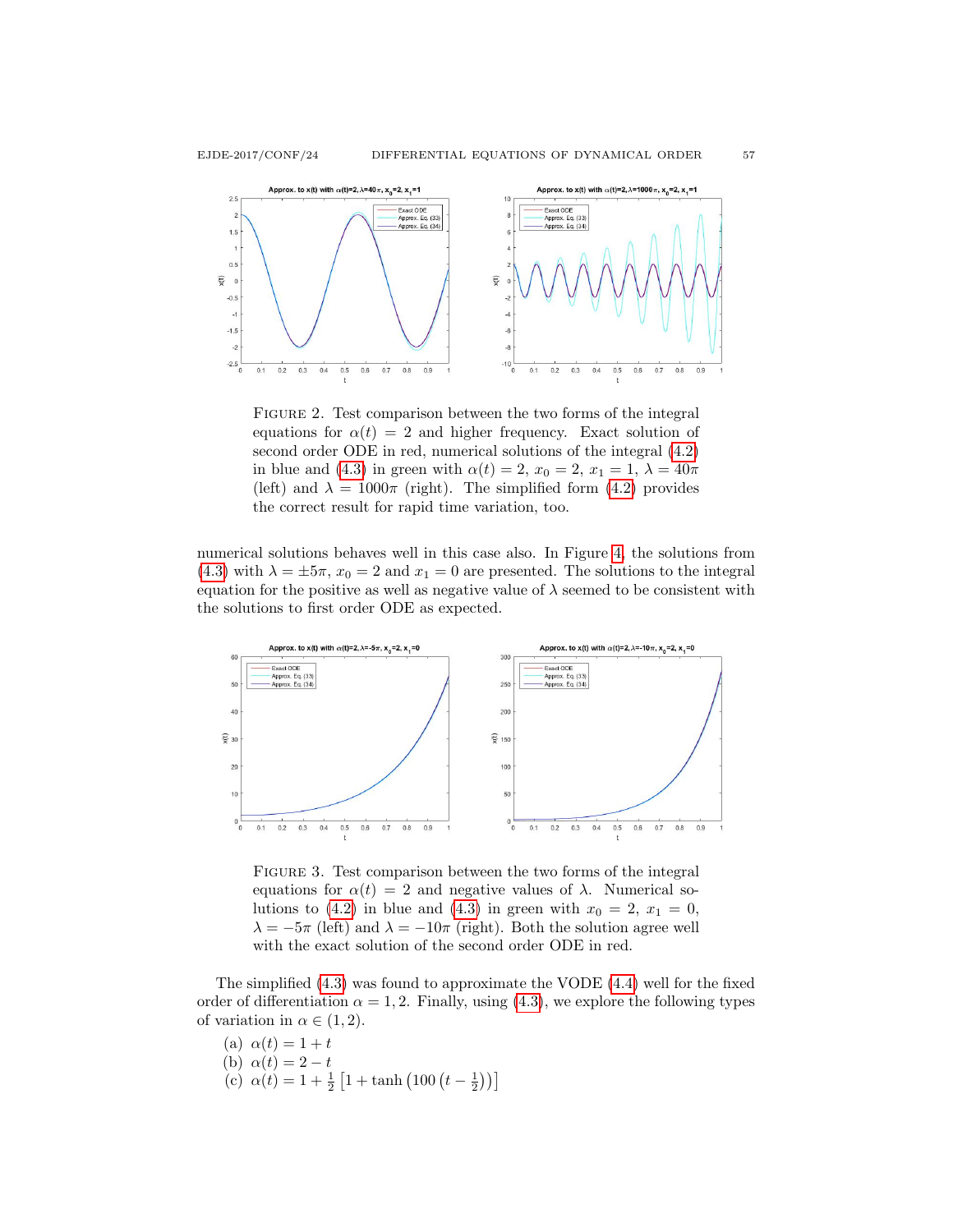FIGURE 2. Test comparison between the two forms of the integral equations for $\alpha(t) = 2$ and higher frequency. Exact solution of second order ODE in red, numerical solutions of the integral (4.2) in blue and (4.3) in green with $\alpha(t) = 2$, $x_0 = 2$, $x_1 = 1$, $\lambda = 40\pi$ (left) and $\lambda = 1000\pi$ (right). The simplified form (4.2) provides the correct result for rapid time variation, too.

numerical solutions behaves well in this case also. In Figure 4, the solutions from (4.3) with $\lambda = \pm 5\pi$, $x_0 = 2$ and $x_1 = 0$ are presented. The solutions to the integral equation for the positive as well as negative value of $\lambda$ seemed to be consistent with the solutions to first order ODE as expected.

FIGURE 3. Test comparison between the two forms of the integral equations for $\alpha(t) = 2$ and negative values of $\lambda$. Numerical solutions to (4.2) in blue and (4.3) in green with $x_0 = 2$, $x_1 = 0$, $\lambda = -5\pi$ (left) and $\lambda = -10\pi$ (right). Both the solution agree well with the exact solution of the second order ODE in red.

The simplified (4.3) was found to approximate the VODE (4.4) well for the fixed order of differentiation $\alpha = 1, 2$. Finally, using (4.3), we explore the following types of variation in $\alpha \in (1, 2)$.

(a) $\alpha(t) = 1 + t$
(b) $\alpha(t) = 2 - t$
(c) $\alpha(t) = 1 + \frac{1}{2}\left[1 + \tanh\left(100\left(t - \frac{1}{2}\right)\right)\right]$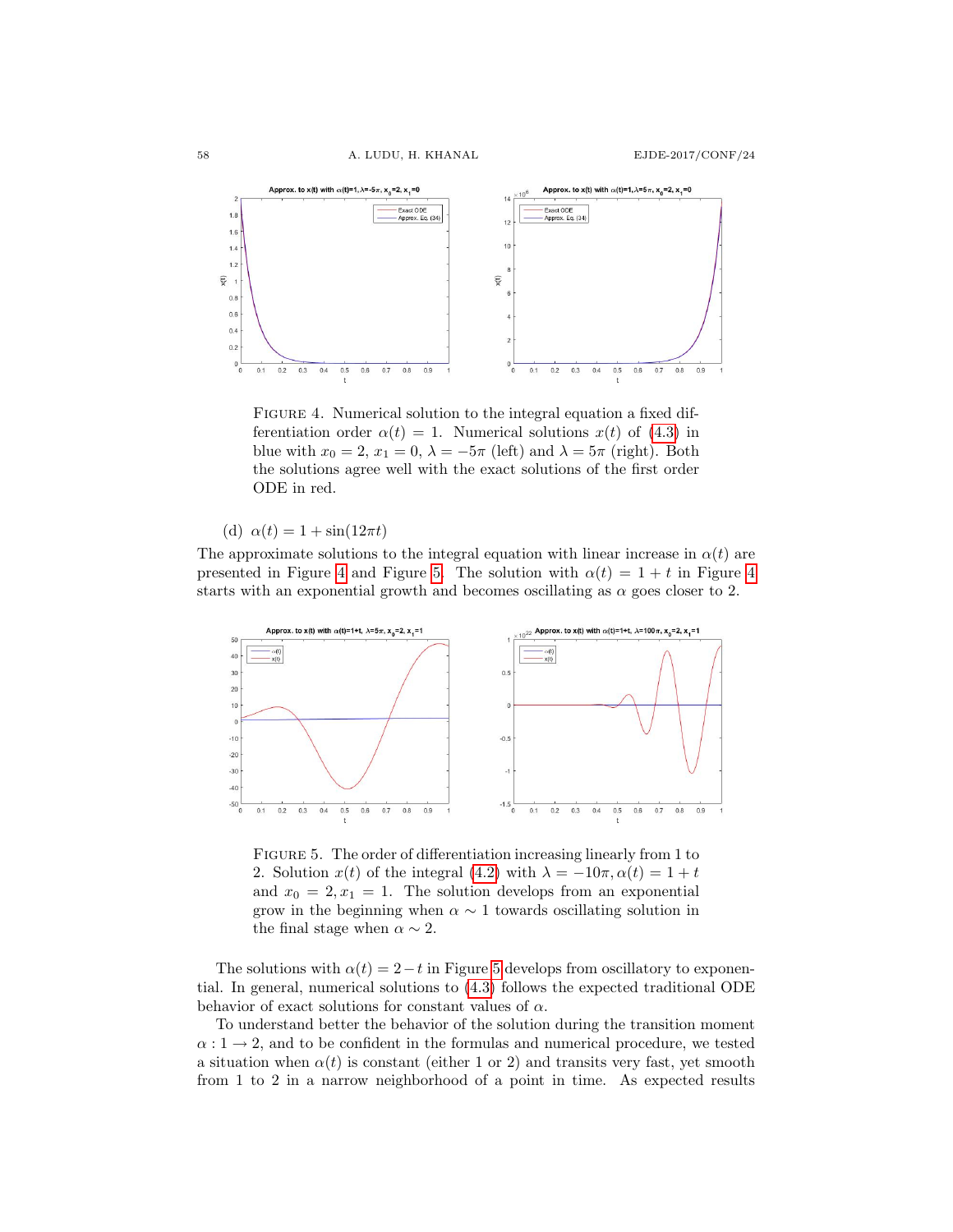FIGURE 4. Numerical solution to the integral equation a fixed differentiation order $\alpha(t) = 1$. Numerical solutions $x(t)$ of (4.3) in blue with $x_0 = 2$, $x_1 = 0$, $\lambda = -5\pi$ (left) and $\lambda = 5\pi$ (right). Both the solutions agree well with the exact solutions of the first order ODE in red.

(d) $\alpha(t) = 1 + \sin(12\pi t)$

The approximate solutions to the integral equation with linear increase in $\alpha(t)$ are presented in Figure 4 and Figure 5. The solution with $\alpha(t) = 1 + t$ in Figure 4 starts with an exponential growth and becomes oscillating as $\alpha$ goes closer to 2.

FIGURE 5. The order of differentiation increasing linearly from 1 to 2. Solution $x(t)$ of the integral (4.2) with $\lambda = -10\pi, \alpha(t) = 1 + t$ and $x_0 = 2, x_1 = 1$. The solution develops from an exponential grow in the beginning when $\alpha \sim 1$ towards oscillating solution in the final stage when $\alpha \sim 2$.

The solutions with $\alpha(t) = 2 - t$ in Figure 5 develops from oscillatory to exponential. In general, numerical solutions to (4.3) follows the expected traditional ODE behavior of exact solutions for constant values of $\alpha$.

To understand better the behavior of the solution during the transition moment $\alpha : 1 \to 2$, and to be confident in the formulas and numerical procedure, we tested a situation when $\alpha(t)$ is constant (either 1 or 2) and transits very fast, yet smooth from 1 to 2 in a narrow neighborhood of a point in time. As expected results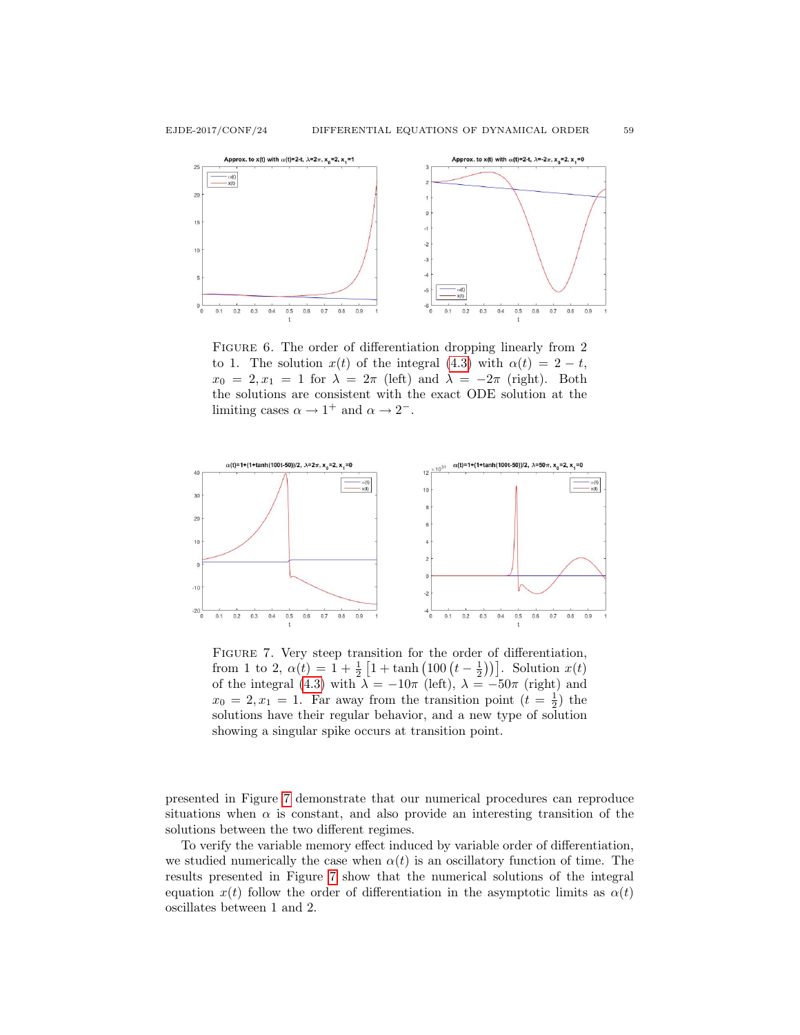FIGURE 6. The order of differentiation dropping linearly from 2 to 1. The solution $x(t)$ of the integral (4.3) with $\alpha(t) = 2 - t$, $x_0 = 2, x_1 = 1$ for $\lambda = 2\pi$ (left) and $\lambda = -2\pi$ (right). Both the solutions are consistent with the exact ODE solution at the limiting cases $\alpha \to 1^+$ and $\alpha \to 2^-$.

FIGURE 7. Very steep transition for the order of differentiation, from 1 to 2, $\alpha(t) = 1 + \frac{1}{2}\left[1 + \tanh\left(100\left(t - \frac{1}{2}\right)\right)\right]$. Solution $x(t)$ of the integral (4.3) with $\lambda = -10\pi$ (left), $\lambda = -50\pi$ (right) and $x_0 = 2, x_1 = 1$. Far away from the transition point ($t = \frac{1}{2}$) the solutions have their regular behavior, and a new type of solution showing a singular spike occurs at transition point.

presented in Figure 7 demonstrate that our numerical procedures can reproduce situations when $\alpha$ is constant, and also provide an interesting transition of the solutions between the two different regimes.

To verify the variable memory effect induced by variable order of differentiation, we studied numerically the case when $\alpha(t)$ is an oscillatory function of time. The results presented in Figure 7 show that the numerical solutions of the integral equation $x(t)$ follow the order of differentiation in the asymptotic limits as $\alpha(t)$ oscillates between 1 and 2.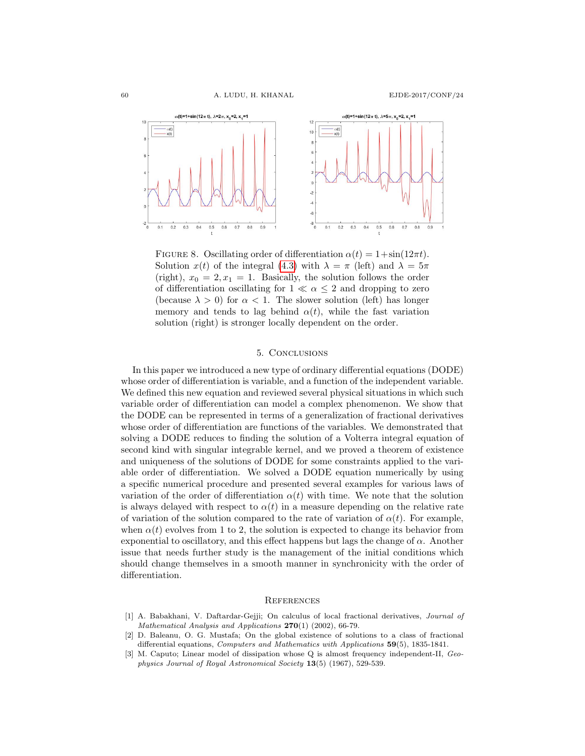Figure 8. Oscillating order of differentiation $\alpha(t) = 1+\sin(12\pi t)$. Solution $x(t)$ of the integral (4.3) with $\lambda = \pi$ (left) and $\lambda = 5\pi$ (right), $x_0 = 2, x_1 = 1$. Basically, the solution follows the order of differentiation oscillating for $1 \ll \alpha \leq 2$ and dropping to zero (because $\lambda > 0$) for $\alpha < 1$. The slower solution (left) has longer memory and tends to lag behind $\alpha(t)$, while the fast variation solution (right) is stronger locally dependent on the order.

## 5. Conclusions

In this paper we introduced a new type of ordinary differential equations (DODE) whose order of differentiation is variable, and a function of the independent variable. We defined this new equation and reviewed several physical situations in which such variable order of differentiation can model a complex phenomenon. We show that the DODE can be represented in terms of a generalization of fractional derivatives whose order of differentiation are functions of the variables. We demonstrated that solving a DODE reduces to finding the solution of a Volterra integral equation of second kind with singular integrable kernel, and we proved a theorem of existence and uniqueness of the solutions of DODE for some constraints applied to the variable order of differentiation. We solved a DODE equation numerically by using a specific numerical procedure and presented several examples for various laws of variation of the order of differentiation $\alpha(t)$ with time. We note that the solution is always delayed with respect to $\alpha(t)$ in a measure depending on the relative rate of variation of the solution compared to the rate of variation of $\alpha(t)$. For example, when $\alpha(t)$ evolves from 1 to 2, the solution is expected to change its behavior from exponential to oscillatory, and this effect happens but lags the change of $\alpha$. Another issue that needs further study is the management of the initial conditions which should change themselves in a smooth manner in synchronicity with the order of differentiation.

## References

[1] A. Babakhani, V. Daftardar-Gejji; On calculus of local fractional derivatives, *Journal of Mathematical Analysis and Applications* **270**(1) (2002), 66-79.

[2] D. Baleanu, O. G. Mustafa; On the global existence of solutions to a class of fractional differential equations, *Computers and Mathematics with Applications* **59**(5), 1835-1841.

[3] M. Caputo; Linear model of dissipation whose Q is almost frequency independent-II, *Geophysics Journal of Royal Astronomical Society* **13**(5) (1967), 529-539.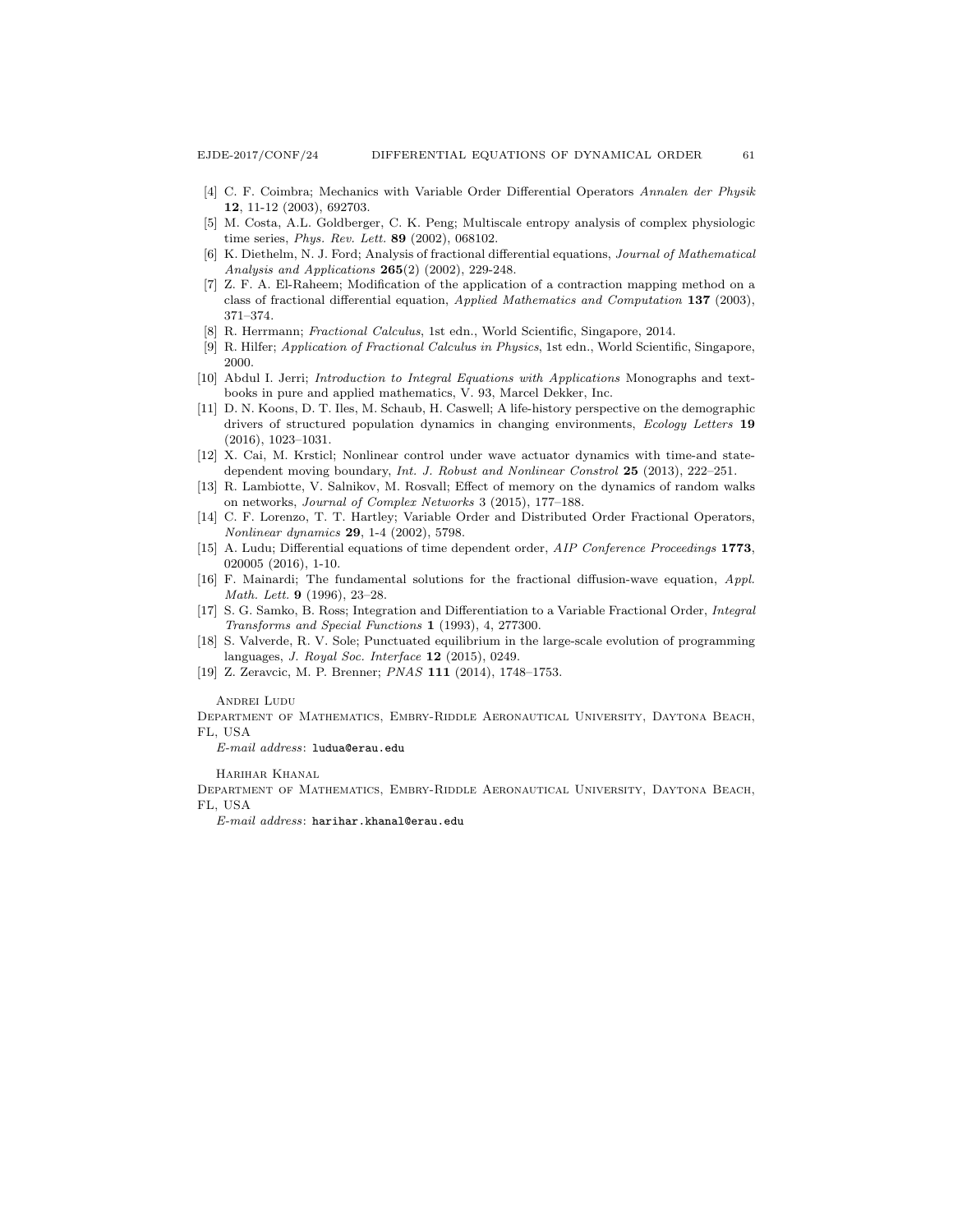- [4] C. F. Coimbra; Mechanics with Variable Order Differential Operators *Annalen der Physik* **12**, 11-12 (2003), 692703.
- [5] M. Costa, A.L. Goldberger, C. K. Peng; Multiscale entropy analysis of complex physiologic time series, *Phys. Rev. Lett.* **89** (2002), 068102.
- [6] K. Diethelm, N. J. Ford; Analysis of fractional differential equations, *Journal of Mathematical Analysis and Applications* **265**(2) (2002), 229-248.
- [7] Z. F. A. El-Raheem; Modification of the application of a contraction mapping method on a class of fractional differential equation, *Applied Mathematics and Computation* **137** (2003), 371–374.
- [8] R. Herrmann; *Fractional Calculus*, 1st edn., World Scientific, Singapore, 2014.
- [9] R. Hilfer; *Application of Fractional Calculus in Physics*, 1st edn., World Scientific, Singapore, 2000.
- [10] Abdul I. Jerri; *Introduction to Integral Equations with Applications* Monographs and textbooks in pure and applied mathematics, V. 93, Marcel Dekker, Inc.
- [11] D. N. Koons, D. T. Iles, M. Schaub, H. Caswell; A life-history perspective on the demographic drivers of structured population dynamics in changing environments, *Ecology Letters* **19** (2016), 1023–1031.
- [12] X. Cai, M. Krsticl; Nonlinear control under wave actuator dynamics with time-and state-dependent moving boundary, *Int. J. Robust and Nonlinear Constrol* **25** (2013), 222–251.
- [13] R. Lambiotte, V. Salnikov, M. Rosvall; Effect of memory on the dynamics of random walks on networks, *Journal of Complex Networks* 3 (2015), 177–188.
- [14] C. F. Lorenzo, T. T. Hartley; Variable Order and Distributed Order Fractional Operators, *Nonlinear dynamics* **29**, 1-4 (2002), 5798.
- [15] A. Ludu; Differential equations of time dependent order, *AIP Conference Proceedings* **1773**, 020005 (2016), 1-10.
- [16] F. Mainardi; The fundamental solutions for the fractional diffusion-wave equation, *Appl. Math. Lett.* **9** (1996), 23–28.
- [17] S. G. Samko, B. Ross; Integration and Differentiation to a Variable Fractional Order, *Integral Transforms and Special Functions* **1** (1993), 4, 277300.
- [18] S. Valverde, R. V. Sole; Punctuated equilibrium in the large-scale evolution of programming languages, *J. Royal Soc. Interface* **12** (2015), 0249.
- [19] Z. Zeravcic, M. P. Brenner; *PNAS* **111** (2014), 1748–1753.

Andrei Ludu

Department of Mathematics, Embry-Riddle Aeronautical University, Daytona Beach, FL, USA

*E-mail address*: ludua@erau.edu

Harihar Khanal

Department of Mathematics, Embry-Riddle Aeronautical University, Daytona Beach, FL, USA

*E-mail address*: harihar.khanal@erau.edu